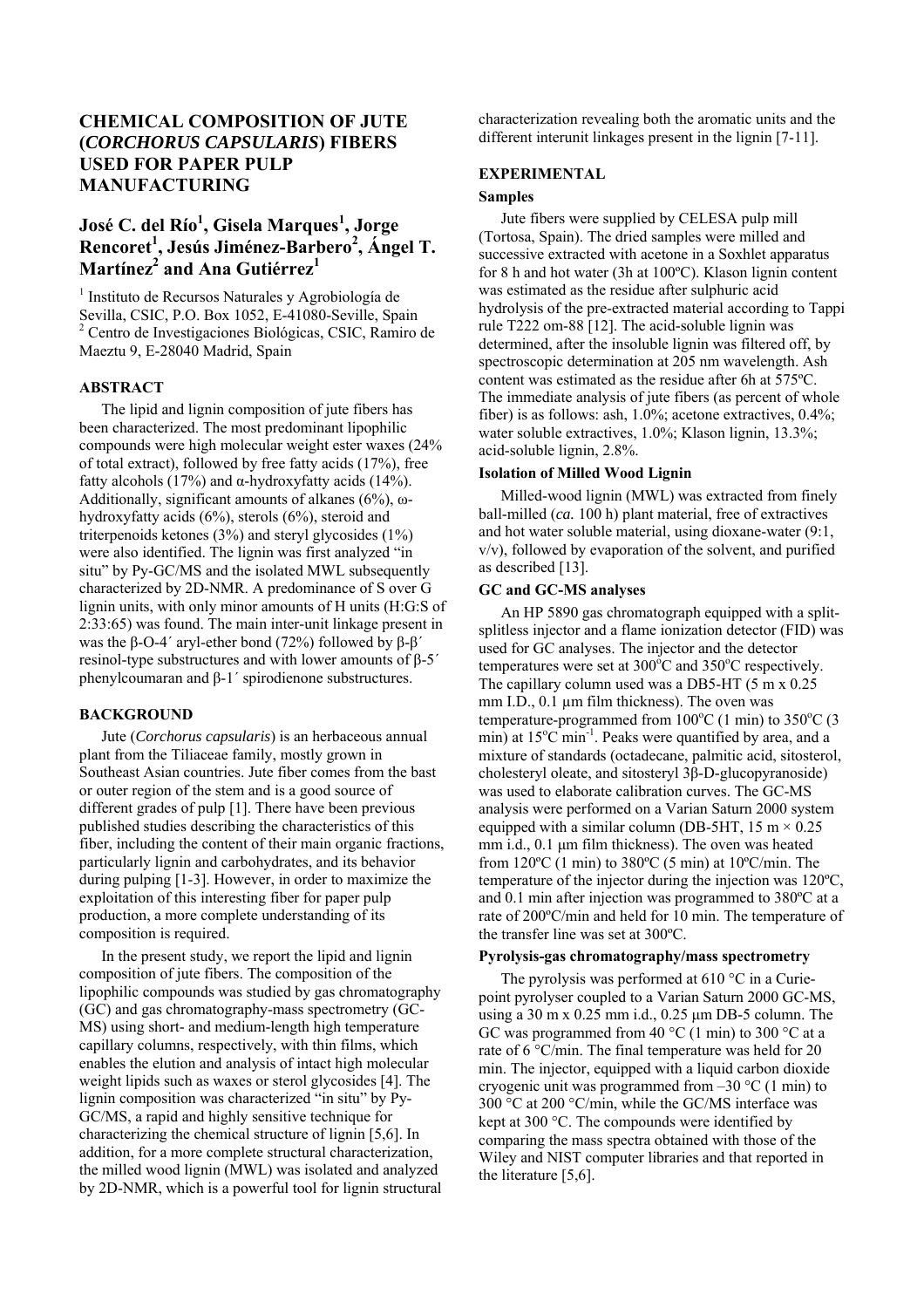# CHEMICAL COMPOSITION OF JUTE (*CORCHORUS CAPSULARIS*) FIBERS USED FOR PAPER PULP MANUFACTURING

**José C. del Río[1], Gisela Marques[1], Jorge Rencoret[1], Jesús Jiménez-Barbero[2], Ángel T. Martínez[2] and Ana Gutiérrez[1]**

[1] Instituto de Recursos Naturales y Agrobiología de Sevilla, CSIC, P.O. Box 1052, E-41080-Seville, Spain
[2] Centro de Investigaciones Biológicas, CSIC, Ramiro de Maeztu 9, E-28040 Madrid, Spain

## ABSTRACT

The lipid and lignin composition of jute fibers has been characterized. The most predominant lipophilic compounds were high molecular weight ester waxes (24% of total extract), followed by free fatty acids (17%), free fatty alcohols (17%) and α-hydroxyfatty acids (14%). Additionally, significant amounts of alkanes (6%), ω-hydroxyfatty acids (6%), sterols (6%), steroid and triterpenoids ketones (3%) and steryl glycosides (1%) were also identified. The lignin was first analyzed "in situ" by Py-GC/MS and the isolated MWL subsequently characterized by 2D-NMR. A predominance of S over G lignin units, with only minor amounts of H units (H:G:S of 2:33:65) was found. The main inter-unit linkage present in was the β-O-4´ aryl-ether bond (72%) followed by β-β´ resinol-type substructures and with lower amounts of β-5´ phenylcoumaran and β-1´ spirodienone substructures.

## BACKGROUND

Jute (*Corchorus capsularis*) is an herbaceous annual plant from the Tiliaceae family, mostly grown in Southeast Asian countries. Jute fiber comes from the bast or outer region of the stem and is a good source of different grades of pulp [1]. There have been previous published studies describing the characteristics of this fiber, including the content of their main organic fractions, particularly lignin and carbohydrates, and its behavior during pulping [1-3]. However, in order to maximize the exploitation of this interesting fiber for paper pulp production, a more complete understanding of its composition is required.

In the present study, we report the lipid and lignin composition of jute fibers. The composition of the lipophilic compounds was studied by gas chromatography (GC) and gas chromatography-mass spectrometry (GC-MS) using short- and medium-length high temperature capillary columns, respectively, with thin films, which enables the elution and analysis of intact high molecular weight lipids such as waxes or sterol glycosides [4]. The lignin composition was characterized "in situ" by Py-GC/MS, a rapid and highly sensitive technique for characterizing the chemical structure of lignin [5,6]. In addition, for a more complete structural characterization, the milled wood lignin (MWL) was isolated and analyzed by 2D-NMR, which is a powerful tool for lignin structural characterization revealing both the aromatic units and the different interunit linkages present in the lignin [7-11].

## EXPERIMENTAL

### Samples

Jute fibers were supplied by CELESA pulp mill (Tortosa, Spain). The dried samples were milled and successive extracted with acetone in a Soxhlet apparatus for 8 h and hot water (3h at 100ºC). Klason lignin content was estimated as the residue after sulphuric acid hydrolysis of the pre-extracted material according to Tappi rule T222 om-88 [12]. The acid-soluble lignin was determined, after the insoluble lignin was filtered off, by spectroscopic determination at 205 nm wavelength. Ash content was estimated as the residue after 6h at 575ºC. The immediate analysis of jute fibers (as percent of whole fiber) is as follows: ash, 1.0%; acetone extractives, 0.4%; water soluble extractives, 1.0%; Klason lignin, 13.3%; acid-soluble lignin, 2.8%.

### Isolation of Milled Wood Lignin

Milled-wood lignin (MWL) was extracted from finely ball-milled (*ca.* 100 h) plant material, free of extractives and hot water soluble material, using dioxane-water (9:1, v/v), followed by evaporation of the solvent, and purified as described [13].

### GC and GC-MS analyses

An HP 5890 gas chromatograph equipped with a split-splitless injector and a flame ionization detector (FID) was used for GC analyses. The injector and the detector temperatures were set at 300°C and 350°C respectively. The capillary column used was a DB5-HT (5 m x 0.25 mm I.D., 0.1 µm film thickness). The oven was temperature-programmed from 100°C (1 min) to 350°C (3 min) at 15°C $min^{-1}$. Peaks were quantified by area, and a mixture of standards (octadecane, palmitic acid, sitosterol, cholesteryl oleate, and sitosteryl 3β-D-glucopyranoside) was used to elaborate calibration curves. The GC-MS analysis were performed on a Varian Saturn 2000 system equipped with a similar column (DB-5HT, 15 m × 0.25 mm i.d., 0.1 µm film thickness). The oven was heated from 120ºC (1 min) to 380ºC (5 min) at 10ºC/min. The temperature of the injector during the injection was 120ºC, and 0.1 min after injection was programmed to 380ºC at a rate of 200ºC/min and held for 10 min. The temperature of the transfer line was set at 300ºC.

### Pyrolysis-gas chromatography/mass spectrometry

The pyrolysis was performed at 610 °C in a Curie-point pyrolyser coupled to a Varian Saturn 2000 GC-MS, using a 30 m x 0.25 mm i.d., 0.25 µm DB-5 column. The GC was programmed from 40 °C (1 min) to 300 °C at a rate of 6 °C/min. The final temperature was held for 20 min. The injector, equipped with a liquid carbon dioxide cryogenic unit was programmed from –30 °C (1 min) to 300 °C at 200 °C/min, while the GC/MS interface was kept at 300 °C. The compounds were identified by comparing the mass spectra obtained with those of the Wiley and NIST computer libraries and that reported in the literature [5,6].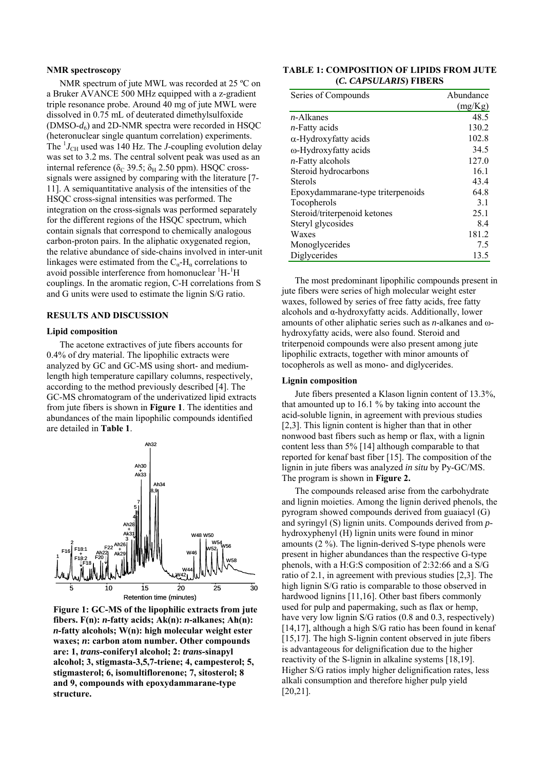### NMR spectroscopy

NMR spectrum of jute MWL was recorded at 25 ºC on a Bruker AVANCE 500 MHz equipped with a z-gradient triple resonance probe. Around 40 mg of jute MWL were dissolved in 0.75 mL of deuterated dimethylsulfoxide (DMSO-$d_6$) and 2D-NMR spectra were recorded in HSQC (heteronuclear single quantum correlation) experiments. The $^1J_{CH}$ used was 140 Hz. The *J*-coupling evolution delay was set to 3.2 ms. The central solvent peak was used as an internal reference ($\delta_C$ 39.5; $\delta_H$ 2.50 ppm). HSQC cross-signals were assigned by comparing with the literature [7-11]. A semiquantitative analysis of the intensities of the HSQC cross-signal intensities was performed. The integration on the cross-signals was performed separately for the different regions of the HSQC spectrum, which contain signals that correspond to chemically analogous carbon-proton pairs. In the aliphatic oxygenated region, the relative abundance of side-chains involved in inter-unit linkages were estimated from the $C_\alpha$-$H_\alpha$ correlations to avoid possible interference from homonuclear $^1H$-$^1H$ couplings. In the aromatic region, C-H correlations from S and G units were used to estimate the lignin S/G ratio.

## RESULTS AND DISCUSSION

### Lipid composition

The acetone extractives of jute fibers accounts for 0.4% of dry material. The lipophilic extracts were analyzed by GC and GC-MS using short- and medium-length high temperature capillary columns, respectively, according to the method previously described [4]. The GC-MS chromatogram of the underivatized lipid extracts from jute fibers is shown in **Figure 1**. The identities and abundances of the main lipophilic compounds identified are detailed in **Table 1**.

**Figure 1: GC-MS of the lipophilic extracts from jute fibers. F(n): *n*-fatty acids; Ak(n): *n*-alkanes; Ah(n): *n*-fatty alcohols; W(n): high molecular weight ester waxes; *n*: carbon atom number. Other compounds are: 1, *trans*-coniferyl alcohol; 2: *trans*-sinapyl alcohol; 3, stigmasta-3,5,7-triene; 4, campesterol; 5, stigmasterol; 6, isomultiflorenone; 7, sitosterol; 8 and 9, compounds with epoxydammarane-type structure.**

**TABLE 1: COMPOSITION OF LIPIDS FROM JUTE (*C. CAPSULARIS*) FIBERS**

| Series of Compounds | Abundance (mg/Kg) |
|---|---|
| *n*-Alkanes | 48.5 |
| *n*-Fatty acids | 130.2 |
| α-Hydroxyfatty acids | 102.8 |
| ω-Hydroxyfatty acids | 34.5 |
| *n*-Fatty alcohols | 127.0 |
| Steroid hydrocarbons | 16.1 |
| Sterols | 43.4 |
| Epoxydammarane-type triterpenoids | 64.8 |
| Tocopherols | 3.1 |
| Steroid/triterpenoid ketones | 25.1 |
| Steryl glycosides | 8.4 |
| Waxes | 181.2 |
| Monoglycerides | 7.5 |
| Diglycerides | 13.5 |

The most predominant lipophilic compounds present in jute fibers were series of high molecular weight ester waxes, followed by series of free fatty acids, free fatty alcohols and α-hydroxyfatty acids. Additionally, lower amounts of other aliphatic series such as *n*-alkanes and ω-hydroxyfatty acids, were also found. Steroid and triterpenoid compounds were also present among jute lipophilic extracts, together with minor amounts of tocopherols as well as mono- and diglycerides.

### Lignin composition

Jute fibers presented a Klason lignin content of 13.3%, that amounted up to 16.1 % by taking into account the acid-soluble lignin, in agreement with previous studies [2,3]. This lignin content is higher than that in other nonwood bast fibers such as hemp or flax, with a lignin content less than 5% [14] although comparable to that reported for kenaf bast fiber [15]. The composition of the lignin in jute fibers was analyzed *in situ* by Py-GC/MS. The program is shown in **Figure 2.**

The compounds released arise from the carbohydrate and lignin moieties. Among the lignin derived phenols, the pyrogram showed compounds derived from guaiacyl (G) and syringyl (S) lignin units. Compounds derived from *p*-hydroxyphenyl (H) lignin units were found in minor amounts (2 %). The lignin-derived S-type phenols were present in higher abundances than the respective G-type phenols, with a H:G:S composition of 2:32:66 and a S/G ratio of 2.1, in agreement with previous studies [2,3]. The high lignin S/G ratio is comparable to those observed in hardwood lignins [11,16]. Other bast fibers commonly used for pulp and papermaking, such as flax or hemp, have very low lignin S/G ratios (0.8 and 0.3, respectively) [14,17], although a high S/G ratio has been found in kenaf [15,17]. The high S-lignin content observed in jute fibers is advantageous for delignification due to the higher reactivity of the S-lignin in alkaline systems [18,19]. Higher S/G ratios imply higher delignification rates, less alkali consumption and therefore higher pulp yield [20,21].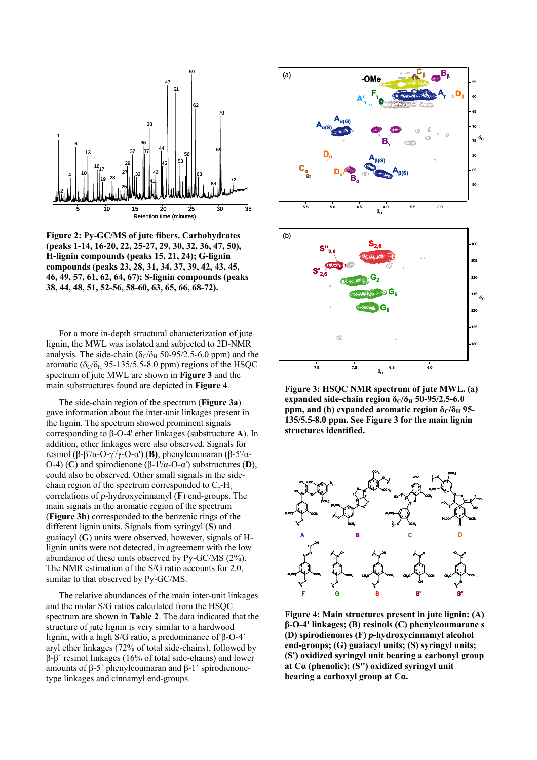**Figure 2: Py-GC/MS of jute fibers. Carbohydrates (peaks 1-14, 16-20, 22, 25-27, 29, 30, 32, 36, 47, 50), H-lignin compounds (peaks 15, 21, 24); G-lignin compounds (peaks 23, 28, 31, 34, 37, 39, 42, 43, 45, 46, 49, 57, 61, 62, 64, 67); S-lignin compounds (peaks 38, 44, 48, 51, 52-56, 58-60, 63, 65, 66, 68-72).**

For a more in-depth structural characterization of jute lignin, the MWL was isolated and subjected to 2D-NMR analysis. The side-chain ($\delta_C/\delta_H$ 50-95/2.5-6.0 ppm) and the aromatic ($\delta_C/\delta_H$ 95-135/5.5-8.0 ppm) regions of the HSQC spectrum of jute MWL are shown in **Figure 3** and the main substructures found are depicted in **Figure 4**.

The side-chain region of the spectrum (**Figure 3a**) gave information about the inter-unit linkages present in the lignin. The spectrum showed prominent signals corresponding to β-O-4' ether linkages (substructure **A**). In addition, other linkages were also observed. Signals for resinol (β-β'/α-O-γ'/γ-O-α') (**B**), phenylcoumaran (β-5'/α-O-4) (**C**) and spirodienone (β-1'/α-O-α') substructures (**D**), could also be observed. Other small signals in the side-chain region of the spectrum corresponded to $C_\gamma$-$H_\gamma$ correlations of *p*-hydroxycinnamyl (**F**) end-groups. The main signals in the aromatic region of the spectrum (**Figure 3b**) corresponded to the benzenic rings of the different lignin units. Signals from syringyl (**S**) and guaiacyl (**G**) units were observed, however, signals of H-lignin units were not detected, in agreement with the low abundance of these units observed by Py-GC/MS (2%). The NMR estimation of the S/G ratio accounts for 2.0, similar to that observed by Py-GC/MS.

The relative abundances of the main inter-unit linkages and the molar S/G ratios calculated from the HSQC spectrum are shown in **Table 2**. The data indicated that the structure of jute lignin is very similar to a hardwood lignin, with a high S/G ratio, a predominance of β-O-4´ aryl ether linkages (72% of total side-chains), followed by β-β´ resinol linkages (16% of total side-chains) and lower amounts of β-5´ phenylcoumaran and β-1´ spirodienone-type linkages and cinnamyl end-groups.

**Figure 3: HSQC NMR spectrum of jute MWL. (a) expanded side-chain region $\delta_C/\delta_H$ 50-95/2.5-6.0 ppm, and (b) expanded aromatic region $\delta_C/\delta_H$ 95-135/5.5-8.0 ppm. See Figure 3 for the main lignin structures identified.**

**Figure 4: Main structures present in jute lignin: (A) β-O-4' linkages; (B) resinols (C) phenylcoumarane s (D) spirodienones (F) *p*-hydroxycinnamyl alcohol end-groups; (G) guaiacyl units; (S) syringyl units; (S') oxidized syringyl unit bearing a carbonyl group at Cα (phenolic); (S'') oxidized syringyl unit bearing a carboxyl group at Cα.**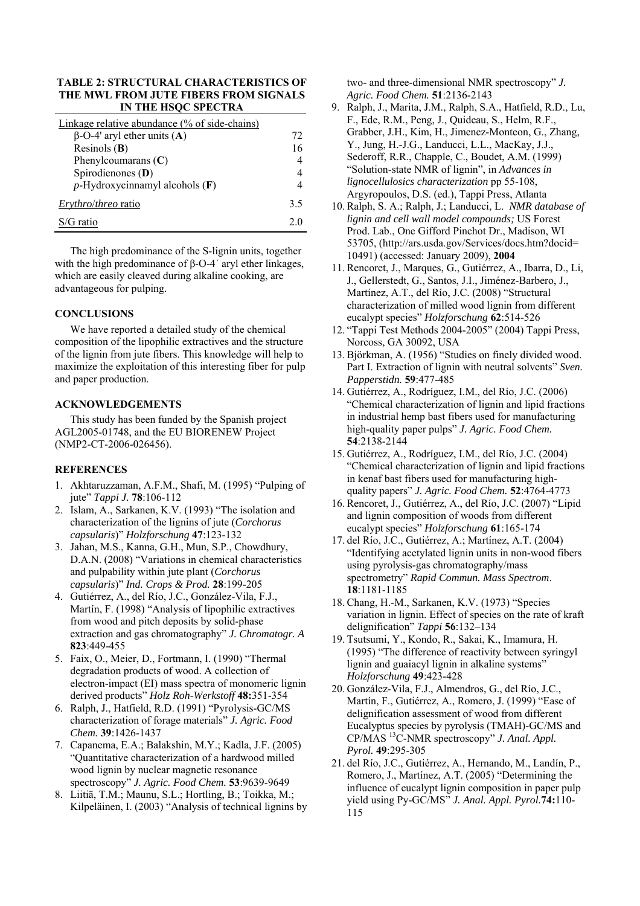**TABLE 2: STRUCTURAL CHARACTERISTICS OF THE MWL FROM JUTE FIBERS FROM SIGNALS IN THE HSQC SPECTRA**

| | |
|---|---|
| Linkage relative abundance (% of side-chains) | |
| β-O-4' aryl ether units (**A**) | 72 |
| Resinols (**B**) | 16 |
| Phenylcoumarans (**C**) | 4 |
| Spirodienones (**D**) | 4 |
| *p*-Hydroxycinnamyl alcohols (**F**) | 4 |
| *Erythro*/*threo* ratio | 3.5 |
| S/G ratio | 2.0 |

The high predominance of the S-lignin units, together with the high predominance of β-O-4´ aryl ether linkages, which are easily cleaved during alkaline cooking, are advantageous for pulping.

## CONCLUSIONS

We have reported a detailed study of the chemical composition of the lipophilic extractives and the structure of the lignin from jute fibers. This knowledge will help to maximize the exploitation of this interesting fiber for pulp and paper production.

## ACKNOWLEDGEMENTS

This study has been funded by the Spanish project AGL2005-01748, and the EU BIORENEW Project (NMP2-CT-2006-026456).

## REFERENCES

1. Akhtaruzzaman, A.F.M., Shafi, M. (1995) "Pulping of jute" *Tappi J.* **78**:106-112
2. Islam, A., Sarkanen, K.V. (1993) "The isolation and characterization of the lignins of jute (*Corchorus capsularis*)" *Holzforschung* **47**:123-132
3. Jahan, M.S., Kanna, G.H., Mun, S.P., Chowdhury, D.A.N. (2008) "Variations in chemical characteristics and pulpability within jute plant (*Corchorus capsularis*)" *Ind. Crops & Prod.* **28**:199-205
4. Gutiérrez, A., del Río, J.C., González-Vila, F.J., Martín, F. (1998) "Analysis of lipophilic extractives from wood and pitch deposits by solid-phase extraction and gas chromatography" *J. Chromatogr. A* **823**:449-455
5. Faix, O., Meier, D., Fortmann, I. (1990) "Thermal degradation products of wood. A collection of electron-impact (EI) mass spectra of monomeric lignin derived products" *Holz Roh-Werkstoff* **48:**351-354
6. Ralph, J., Hatfield, R.D. (1991) "Pyrolysis-GC/MS characterization of forage materials" *J. Agric. Food Chem.* **39**:1426-1437
7. Capanema, E.A.; Balakshin, M.Y.; Kadla, J.F. (2005) "Quantitative characterization of a hardwood milled wood lignin by nuclear magnetic resonance spectroscopy" *J. Agric. Food Chem.* **53**:9639-9649
8. Liitiä, T.M.; Maunu, S.L.; Hortling, B.; Toikka, M.; Kilpeläinen, I. (2003) "Analysis of technical lignins by two- and three-dimensional NMR spectroscopy" *J. Agric. Food Chem.* **51**:2136-2143
9. Ralph, J., Marita, J.M., Ralph, S.A., Hatfield, R.D., Lu, F., Ede, R.M., Peng, J., Quideau, S., Helm, R.F., Grabber, J.H., Kim, H., Jimenez-Monteon, G., Zhang, Y., Jung, H.-J.G., Landucci, L.L., MacKay, J.J., Sederoff, R.R., Chapple, C., Boudet, A.M. (1999) "Solution-state NMR of lignin", in *Advances in lignocellulosics characterization* pp 55-108, Argyropoulos, D.S. (ed.), Tappi Press, Atlanta
10. Ralph, S. A.; Ralph, J.; Landucci, L. *NMR database of lignin and cell wall model compounds;* US Forest Prod. Lab., One Gifford Pinchot Dr., Madison, WI 53705, (http://ars.usda.gov/Services/docs.htm?docid=10491) (accessed: January 2009), **2004**
11. Rencoret, J., Marques, G., Gutiérrez, A., Ibarra, D., Li, J., Gellerstedt, G., Santos, J.I., Jiménez-Barbero, J., Martínez, A.T., del Río, J.C. (2008) "Structural characterization of milled wood lignin from different eucalypt species" *Holzforschung* **62**:514-526
12. "Tappi Test Methods 2004-2005" (2004) Tappi Press, Norcoss, GA 30092, USA
13. Björkman, A. (1956) "Studies on finely divided wood. Part I. Extraction of lignin with neutral solvents" *Sven. Papperstidn.* **59**:477-485
14. Gutiérrez, A., Rodríguez, I.M., del Río, J.C. (2006) "Chemical characterization of lignin and lipid fractions in industrial hemp bast fibers used for manufacturing high-quality paper pulps" *J. Agric. Food Chem.* **54**:2138-2144
15. Gutiérrez, A., Rodríguez, I.M., del Río, J.C. (2004) "Chemical characterization of lignin and lipid fractions in kenaf bast fibers used for manufacturing high-quality papers" *J. Agric. Food Chem.* **52**:4764-4773
16. Rencoret, J., Gutiérrez, A., del Río, J.C. (2007) "Lipid and lignin composition of woods from different eucalypt species" *Holzforschung* **61**:165-174
17. del Río, J.C., Gutiérrez, A.; Martínez, A.T. (2004) "Identifying acetylated lignin units in non-wood fibers using pyrolysis-gas chromatography/mass spectrometry" *Rapid Commun. Mass Spectrom*. **18**:1181-1185
18. Chang, H.-M., Sarkanen, K.V. (1973) "Species variation in lignin. Effect of species on the rate of kraft delignification" *Tappi* **56**:132–134
19. Tsutsumi, Y., Kondo, R., Sakai, K., Imamura, H. (1995) "The difference of reactivity between syringyl lignin and guaiacyl lignin in alkaline systems" *Holzforschung* **49**:423-428
20. González-Vila, F.J., Almendros, G., del Río, J.C., Martín, F., Gutiérrez, A., Romero, J. (1999) "Ease of delignification assessment of wood from different Eucalyptus species by pyrolysis (TMAH)-GC/MS and CP/MAS $^{13}$C-NMR spectroscopy" *J. Anal. Appl. Pyrol.* **49**:295-305
21. del Río, J.C., Gutiérrez, A., Hernando, M., Landín, P., Romero, J., Martínez, A.T. (2005) "Determining the influence of eucalypt lignin composition in paper pulp yield using Py-GC/MS" *J. Anal. Appl. Pyrol.***74:**110-115